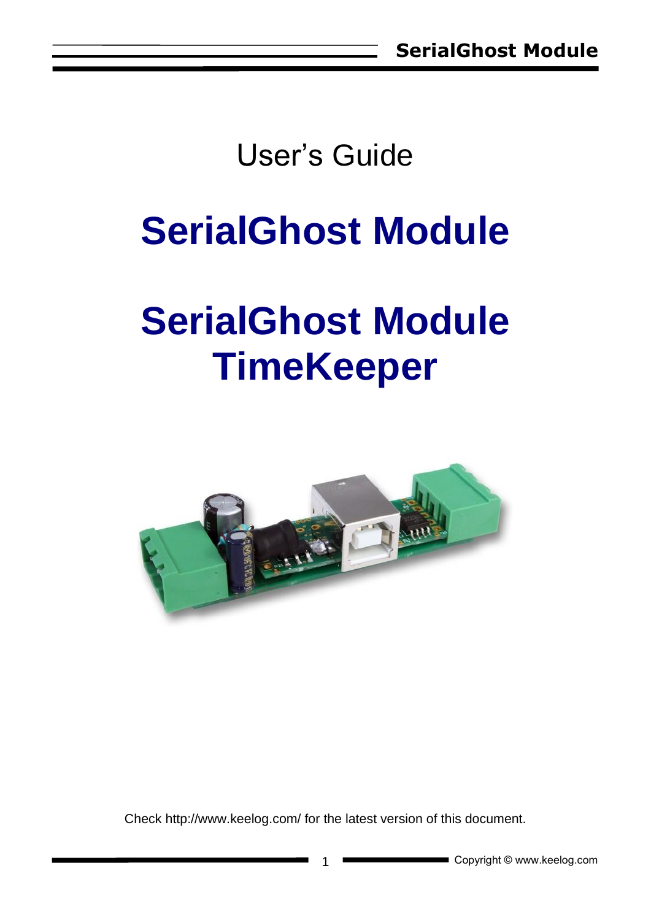User's Guide

# SerialGhost Module

# SerialGhost Module TimeKeeper

Check http://www.keelog.com/ for the latest version of this document.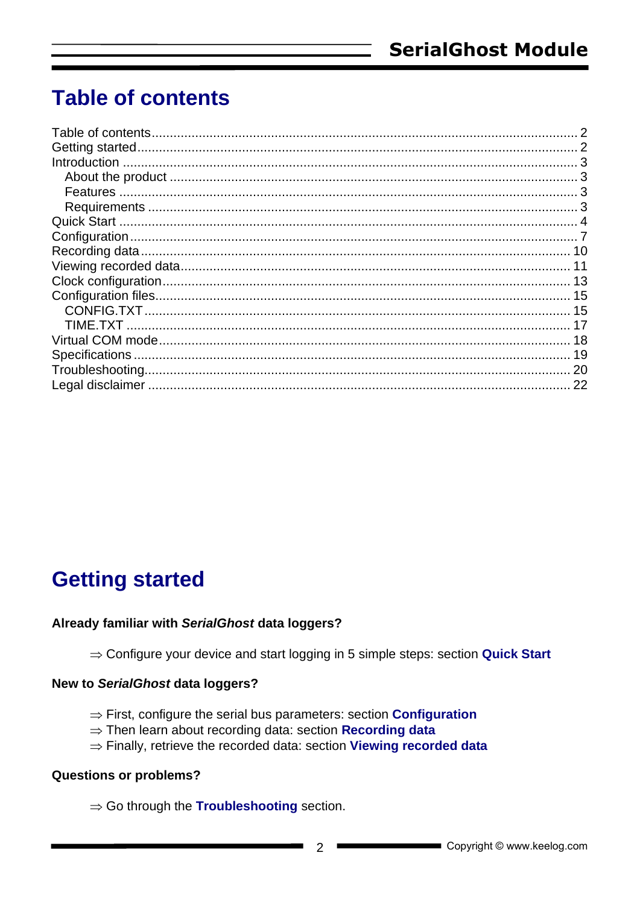# Table of contents

Table of contents ..... 2
Getting started ..... 2
Introduction ..... 3
  About the product ..... 3
  Features ..... 3
  Requirements ..... 3
Quick Start ..... 4
Configuration ..... 7
Recording data ..... 10
Viewing recorded data ..... 11
Clock configuration ..... 13
Configuration files ..... 15
  CONFIG.TXT ..... 15
  TIME.TXT ..... 17
Virtual COM mode ..... 18
Specifications ..... 19
Troubleshooting ..... 20
Legal disclaimer ..... 22

# Getting started

**Already familiar with *SerialGhost* data loggers?**

⇒ Configure your device and start logging in 5 simple steps: section **Quick Start**

**New to *SerialGhost* data loggers?**

⇒ First, configure the serial bus parameters: section **Configuration**
⇒ Then learn about recording data: section **Recording data**
⇒ Finally, retrieve the recorded data: section **Viewing recorded data**

**Questions or problems?**

⇒ Go through the **Troubleshooting** section.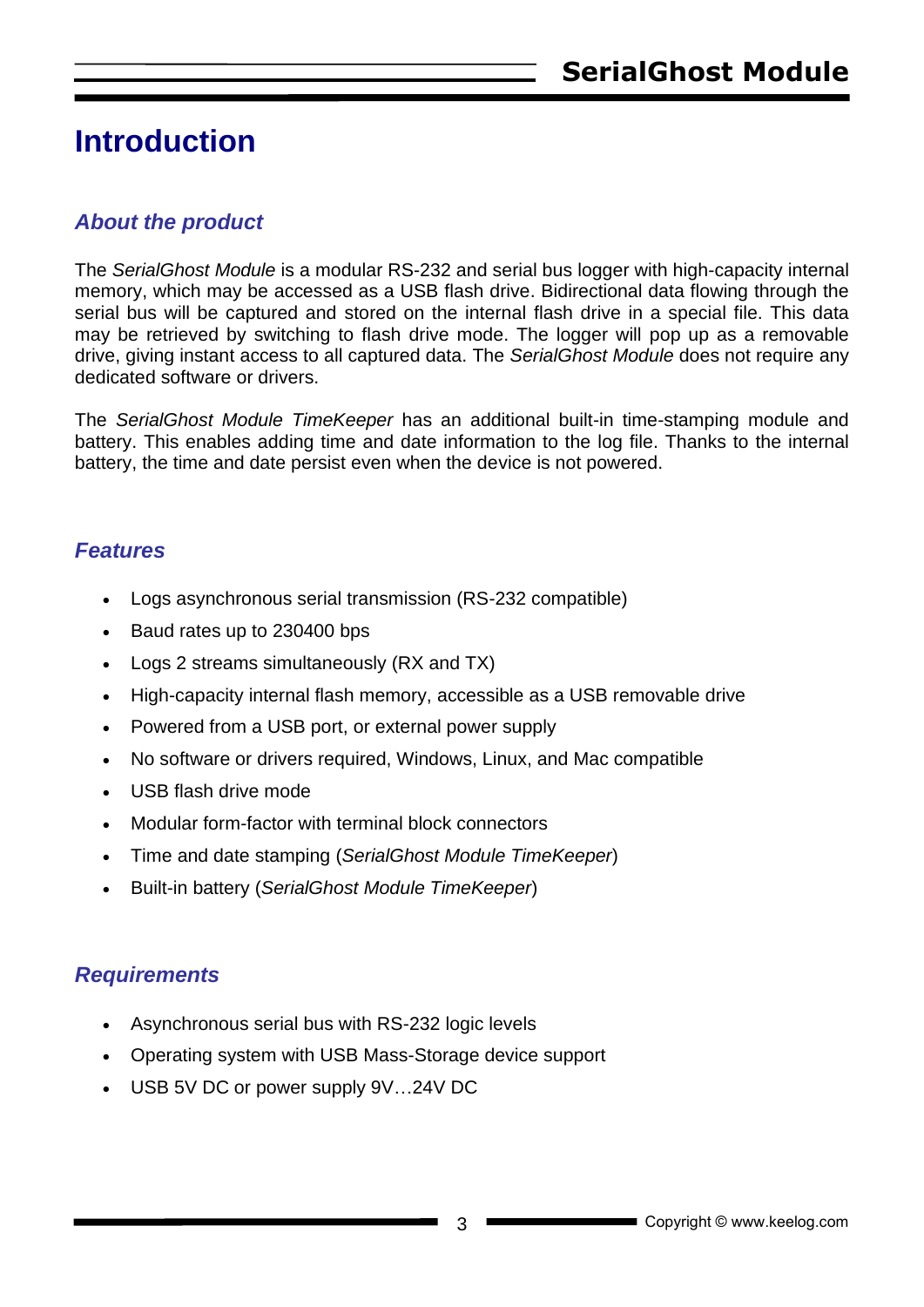# Introduction

### *About the product*

The *SerialGhost Module* is a modular RS-232 and serial bus logger with high-capacity internal memory, which may be accessed as a USB flash drive. Bidirectional data flowing through the serial bus will be captured and stored on the internal flash drive in a special file. This data may be retrieved by switching to flash drive mode. The logger will pop up as a removable drive, giving instant access to all captured data. The *SerialGhost Module* does not require any dedicated software or drivers.

The *SerialGhost Module TimeKeeper* has an additional built-in time-stamping module and battery. This enables adding time and date information to the log file. Thanks to the internal battery, the time and date persist even when the device is not powered.

### *Features*

- Logs asynchronous serial transmission (RS-232 compatible)
- Baud rates up to 230400 bps
- Logs 2 streams simultaneously (RX and TX)
- High-capacity internal flash memory, accessible as a USB removable drive
- Powered from a USB port, or external power supply
- No software or drivers required, Windows, Linux, and Mac compatible
- USB flash drive mode
- Modular form-factor with terminal block connectors
- Time and date stamping (*SerialGhost Module TimeKeeper*)
- Built-in battery (*SerialGhost Module TimeKeeper*)

### *Requirements*

- Asynchronous serial bus with RS-232 logic levels
- Operating system with USB Mass-Storage device support
- USB 5V DC or power supply 9V…24V DC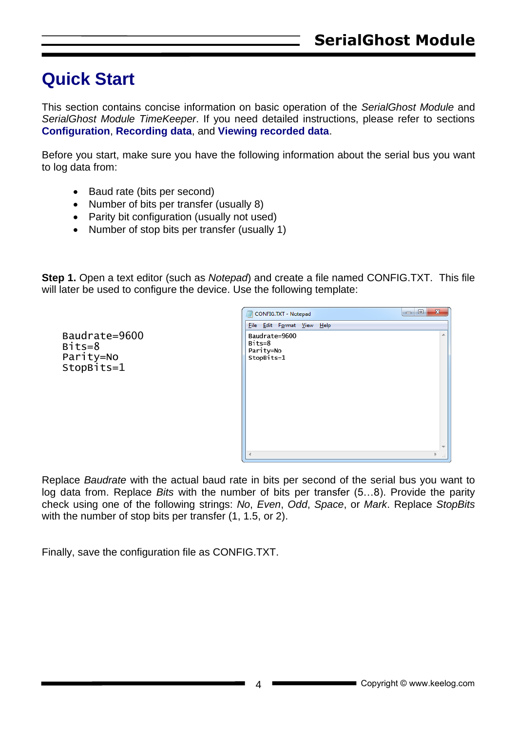# Quick Start

This section contains concise information on basic operation of the *SerialGhost Module* and *SerialGhost Module TimeKeeper*. If you need detailed instructions, please refer to sections **Configuration**, **Recording data**, and **Viewing recorded data**.

Before you start, make sure you have the following information about the serial bus you want to log data from:

- Baud rate (bits per second)
- Number of bits per transfer (usually 8)
- Parity bit configuration (usually not used)
- Number of stop bits per transfer (usually 1)

**Step 1.** Open a text editor (such as *Notepad*) and create a file named CONFIG.TXT. This file will later be used to configure the device. Use the following template:

```
Baudrate=9600
Bits=8
Parity=No
StopBits=1
```

Replace *Baudrate* with the actual baud rate in bits per second of the serial bus you want to log data from. Replace *Bits* with the number of bits per transfer (5…8). Provide the parity check using one of the following strings: *No*, *Even*, *Odd*, *Space*, or *Mark*. Replace *StopBits* with the number of stop bits per transfer (1, 1.5, or 2).

Finally, save the configuration file as CONFIG.TXT.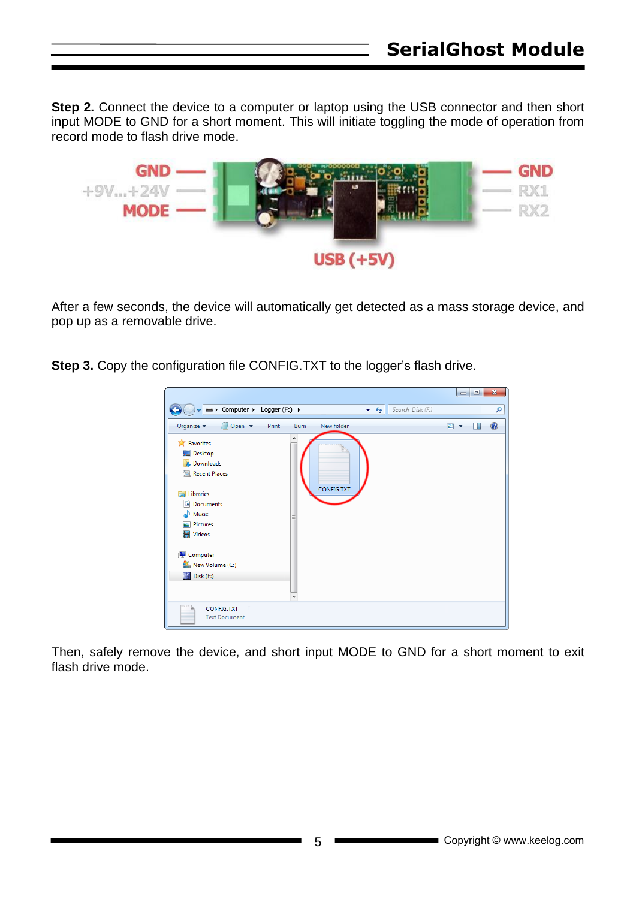**Step 2.** Connect the device to a computer or laptop using the USB connector and then short input MODE to GND for a short moment. This will initiate toggling the mode of operation from record mode to flash drive mode.

After a few seconds, the device will automatically get detected as a mass storage device, and pop up as a removable drive.

**Step 3.** Copy the configuration file CONFIG.TXT to the logger's flash drive.

Then, safely remove the device, and short input MODE to GND for a short moment to exit flash drive mode.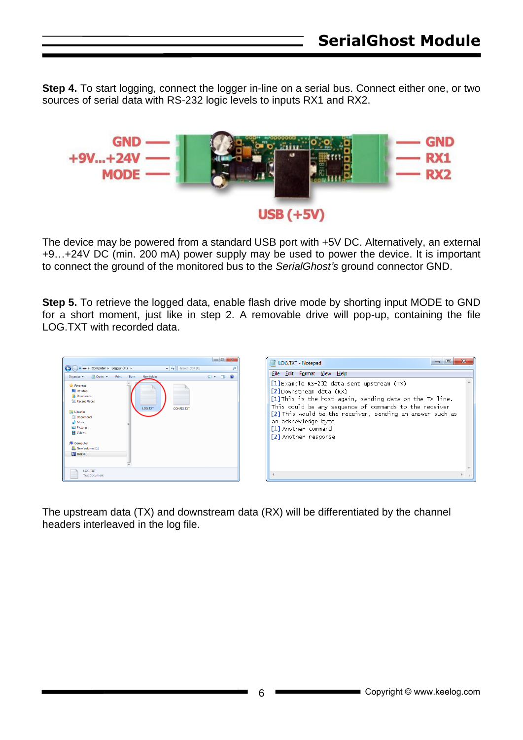**Step 4.** To start logging, connect the logger in-line on a serial bus. Connect either one, or two sources of serial data with RS-232 logic levels to inputs RX1 and RX2.

The device may be powered from a standard USB port with +5V DC. Alternatively, an external +9…+24V DC (min. 200 mA) power supply may be used to power the device. It is important to connect the ground of the monitored bus to the *SerialGhost's* ground connector GND.

**Step 5.** To retrieve the logged data, enable flash drive mode by shorting input MODE to GND for a short moment, just like in step 2. A removable drive will pop-up, containing the file LOG.TXT with recorded data.

The upstream data (TX) and downstream data (RX) will be differentiated by the channel headers interleaved in the log file.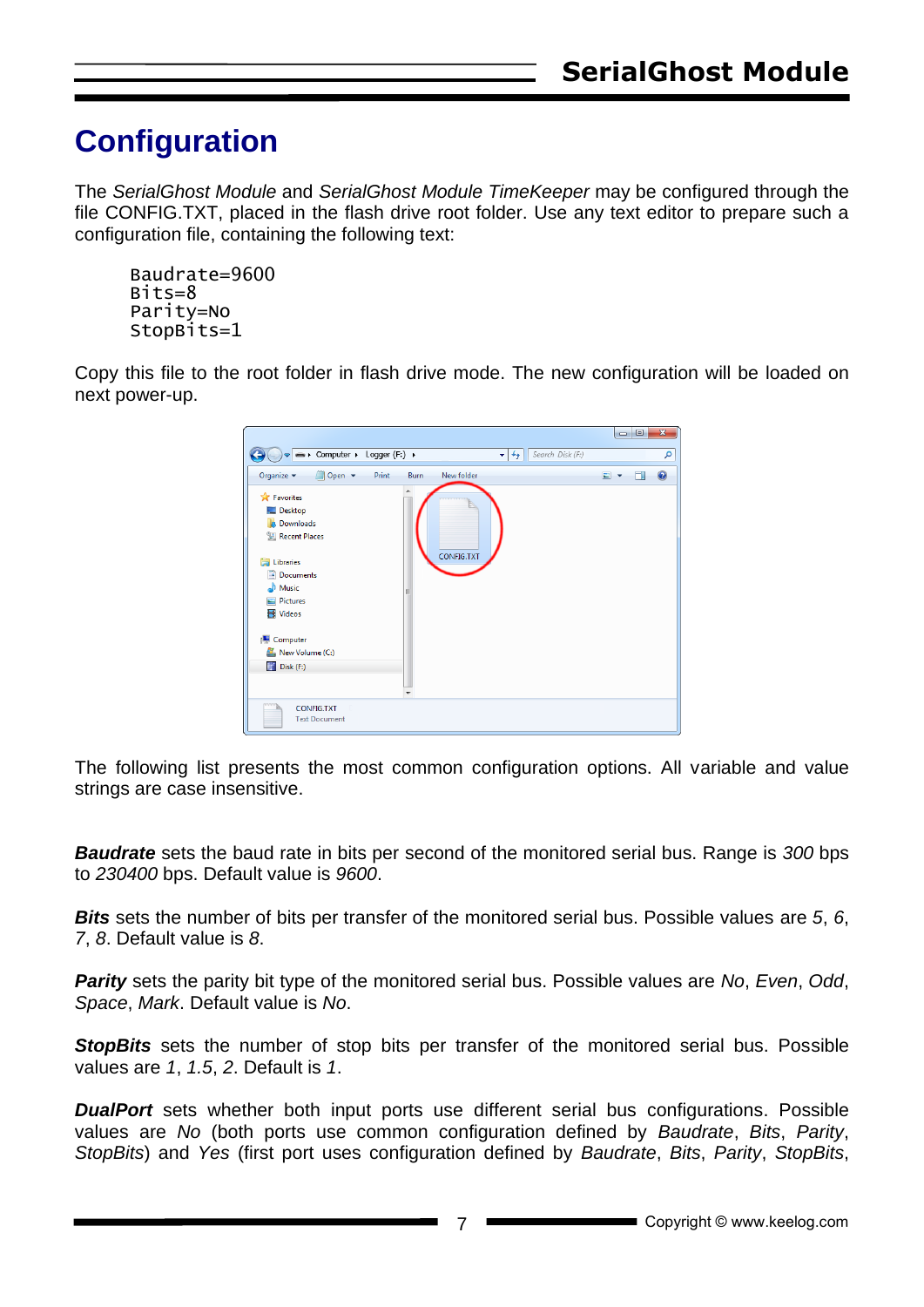# Configuration

The *SerialGhost Module* and *SerialGhost Module TimeKeeper* may be configured through the file CONFIG.TXT, placed in the flash drive root folder. Use any text editor to prepare such a configuration file, containing the following text:

```
Baudrate=9600
Bits=8
Parity=No
StopBits=1
```

Copy this file to the root folder in flash drive mode. The new configuration will be loaded on next power-up.

The following list presents the most common configuration options. All variable and value strings are case insensitive.

***Baudrate*** sets the baud rate in bits per second of the monitored serial bus. Range is *300* bps to *230400* bps. Default value is *9600*.

***Bits*** sets the number of bits per transfer of the monitored serial bus. Possible values are *5*, *6*, *7*, *8*. Default value is *8*.

***Parity*** sets the parity bit type of the monitored serial bus. Possible values are *No*, *Even*, *Odd*, *Space*, *Mark*. Default value is *No*.

***StopBits*** sets the number of stop bits per transfer of the monitored serial bus. Possible values are *1*, *1.5*, *2*. Default is *1*.

***DualPort*** sets whether both input ports use different serial bus configurations. Possible values are *No* (both ports use common configuration defined by *Baudrate*, *Bits*, *Parity*, *StopBits*) and *Yes* (first port uses configuration defined by *Baudrate*, *Bits*, *Parity*, *StopBits*,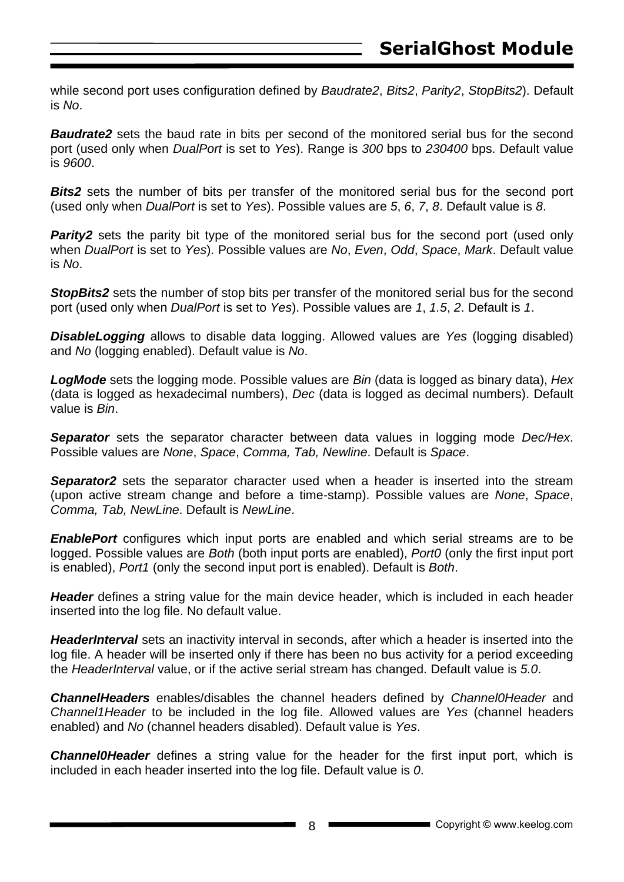while second port uses configuration defined by *Baudrate2*, *Bits2*, *Parity2*, *StopBits2*). Default is *No*.

***Baudrate2*** sets the baud rate in bits per second of the monitored serial bus for the second port (used only when *DualPort* is set to *Yes*). Range is *300* bps to *230400* bps. Default value is *9600*.

***Bits2*** sets the number of bits per transfer of the monitored serial bus for the second port (used only when *DualPort* is set to *Yes*). Possible values are *5*, *6*, *7*, *8*. Default value is *8*.

***Parity2*** sets the parity bit type of the monitored serial bus for the second port (used only when *DualPort* is set to *Yes*). Possible values are *No*, *Even*, *Odd*, *Space*, *Mark*. Default value is *No*.

***StopBits2*** sets the number of stop bits per transfer of the monitored serial bus for the second port (used only when *DualPort* is set to *Yes*). Possible values are *1*, *1.5*, *2*. Default is *1*.

***DisableLogging*** allows to disable data logging. Allowed values are *Yes* (logging disabled) and *No* (logging enabled). Default value is *No*.

***LogMode*** sets the logging mode. Possible values are *Bin* (data is logged as binary data), *Hex* (data is logged as hexadecimal numbers), *Dec* (data is logged as decimal numbers). Default value is *Bin*.

***Separator*** sets the separator character between data values in logging mode *Dec/Hex*. Possible values are *None*, *Space*, *Comma, Tab, Newline*. Default is *Space*.

***Separator2*** sets the separator character used when a header is inserted into the stream (upon active stream change and before a time-stamp). Possible values are *None*, *Space*, *Comma, Tab, NewLine*. Default is *NewLine*.

***EnablePort*** configures which input ports are enabled and which serial streams are to be logged. Possible values are *Both* (both input ports are enabled), *Port0* (only the first input port is enabled), *Port1* (only the second input port is enabled). Default is *Both*.

***Header*** defines a string value for the main device header, which is included in each header inserted into the log file. No default value.

***HeaderInterval*** sets an inactivity interval in seconds, after which a header is inserted into the log file. A header will be inserted only if there has been no bus activity for a period exceeding the *HeaderInterval* value, or if the active serial stream has changed. Default value is *5.0*.

***ChannelHeaders*** enables/disables the channel headers defined by *Channel0Header* and *Channel1Header* to be included in the log file. Allowed values are *Yes* (channel headers enabled) and *No* (channel headers disabled). Default value is *Yes*.

***Channel0Header*** defines a string value for the header for the first input port, which is included in each header inserted into the log file. Default value is *0*.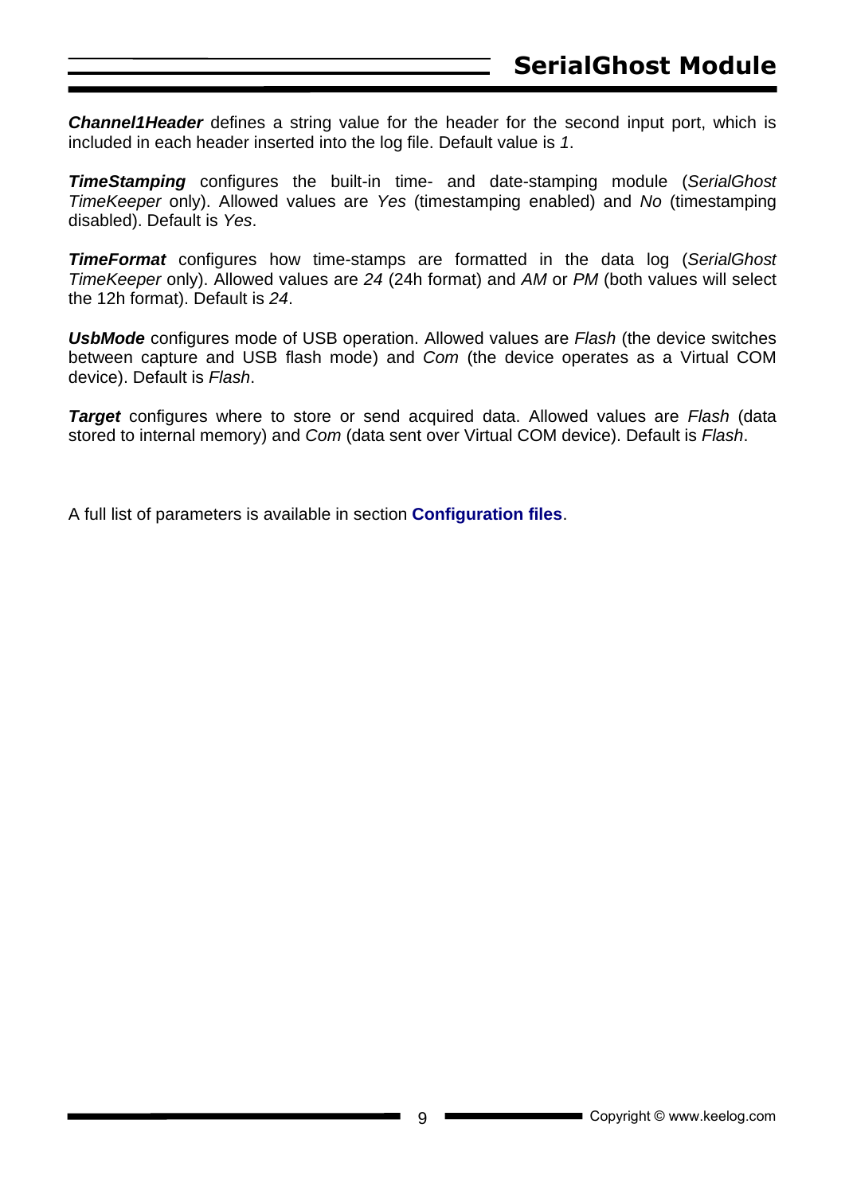***Channel1Header*** defines a string value for the header for the second input port, which is included in each header inserted into the log file. Default value is *1*.

***TimeStamping*** configures the built-in time- and date-stamping module (*SerialGhost TimeKeeper* only). Allowed values are *Yes* (timestamping enabled) and *No* (timestamping disabled). Default is *Yes*.

***TimeFormat*** configures how time-stamps are formatted in the data log (*SerialGhost TimeKeeper* only). Allowed values are *24* (24h format) and *AM* or *PM* (both values will select the 12h format). Default is *24*.

***UsbMode*** configures mode of USB operation. Allowed values are *Flash* (the device switches between capture and USB flash mode) and *Com* (the device operates as a Virtual COM device). Default is *Flash*.

***Target*** configures where to store or send acquired data. Allowed values are *Flash* (data stored to internal memory) and *Com* (data sent over Virtual COM device). Default is *Flash*.

A full list of parameters is available in section **Configuration files**.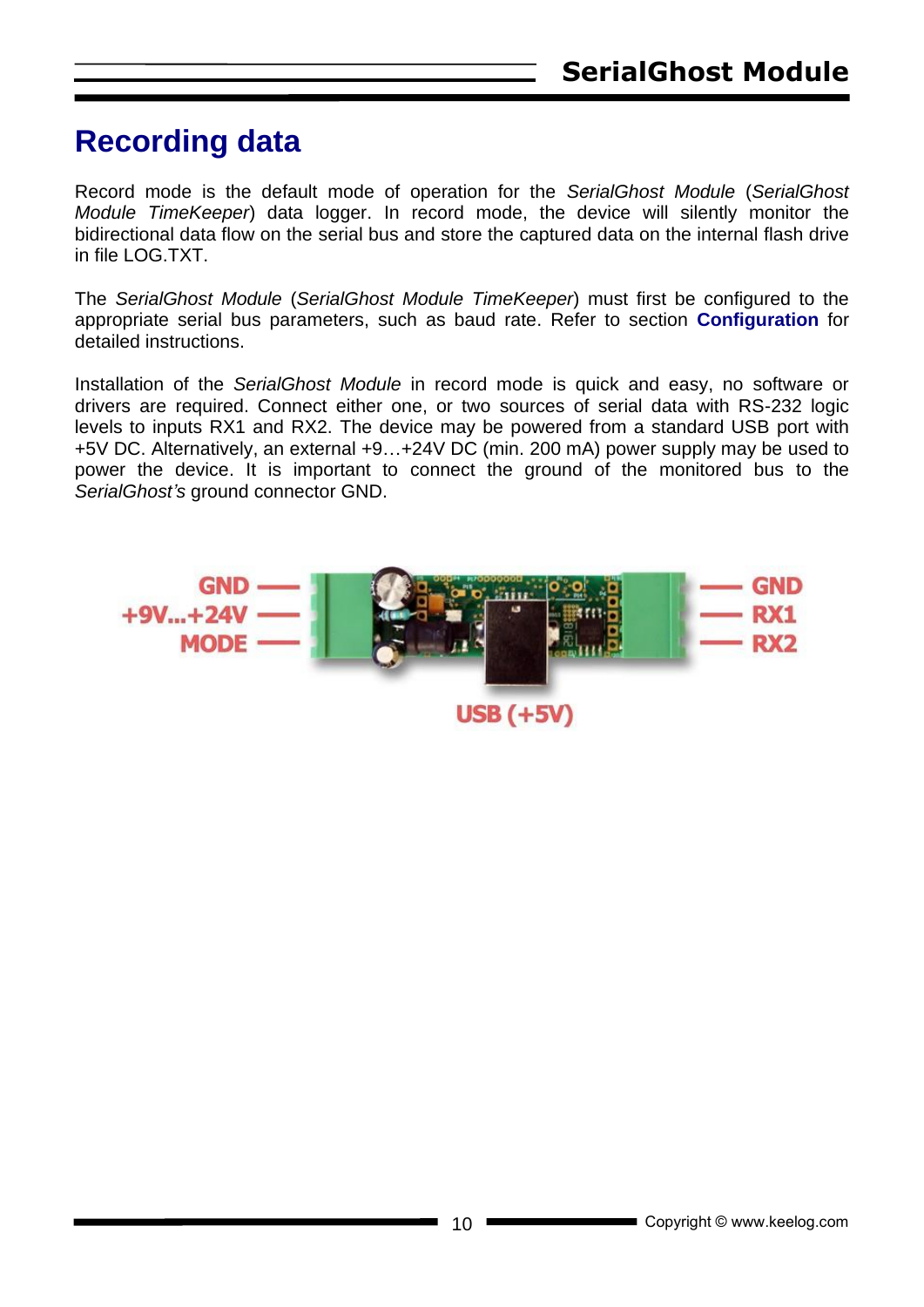# Recording data

Record mode is the default mode of operation for the *SerialGhost Module* (*SerialGhost Module TimeKeeper*) data logger. In record mode, the device will silently monitor the bidirectional data flow on the serial bus and store the captured data on the internal flash drive in file LOG.TXT.

The *SerialGhost Module* (*SerialGhost Module TimeKeeper*) must first be configured to the appropriate serial bus parameters, such as baud rate. Refer to section **Configuration** for detailed instructions.

Installation of the *SerialGhost Module* in record mode is quick and easy, no software or drivers are required. Connect either one, or two sources of serial data with RS-232 logic levels to inputs RX1 and RX2. The device may be powered from a standard USB port with +5V DC. Alternatively, an external +9…+24V DC (min. 200 mA) power supply may be used to power the device. It is important to connect the ground of the monitored bus to the *SerialGhost's* ground connector GND.

GND
+9V...+24V
MODE

GND
RX1
RX2

USB (+5V)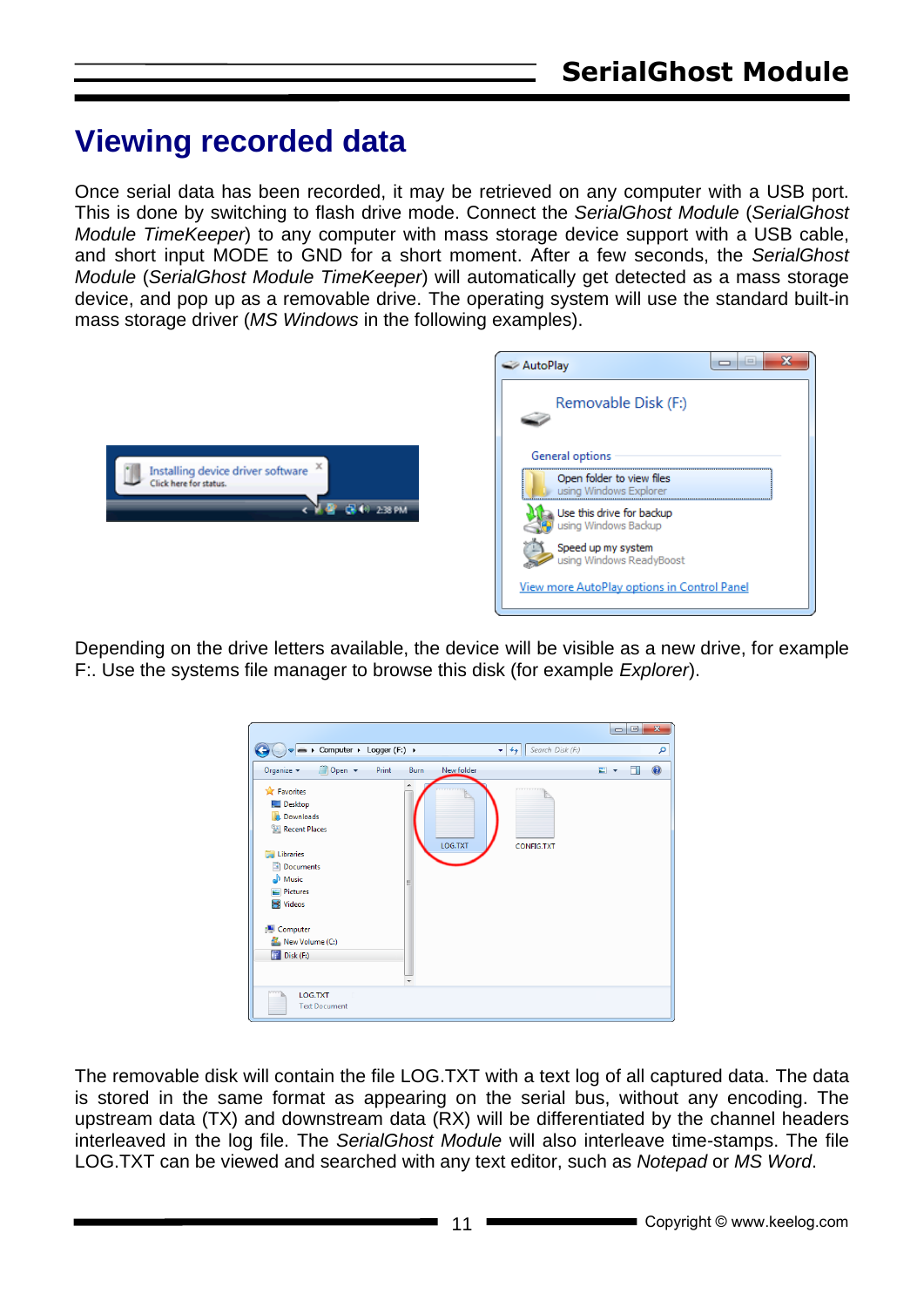# Viewing recorded data

Once serial data has been recorded, it may be retrieved on any computer with a USB port. This is done by switching to flash drive mode. Connect the *SerialGhost Module* (*SerialGhost Module TimeKeeper*) to any computer with mass storage device support with a USB cable, and short input MODE to GND for a short moment. After a few seconds, the *SerialGhost Module* (*SerialGhost Module TimeKeeper*) will automatically get detected as a mass storage device, and pop up as a removable drive. The operating system will use the standard built-in mass storage driver (*MS Windows* in the following examples).

Depending on the drive letters available, the device will be visible as a new drive, for example F:. Use the systems file manager to browse this disk (for example *Explorer*).

The removable disk will contain the file LOG.TXT with a text log of all captured data. The data is stored in the same format as appearing on the serial bus, without any encoding. The upstream data (TX) and downstream data (RX) will be differentiated by the channel headers interleaved in the log file. The *SerialGhost Module* will also interleave time-stamps. The file LOG.TXT can be viewed and searched with any text editor, such as *Notepad* or *MS Word*.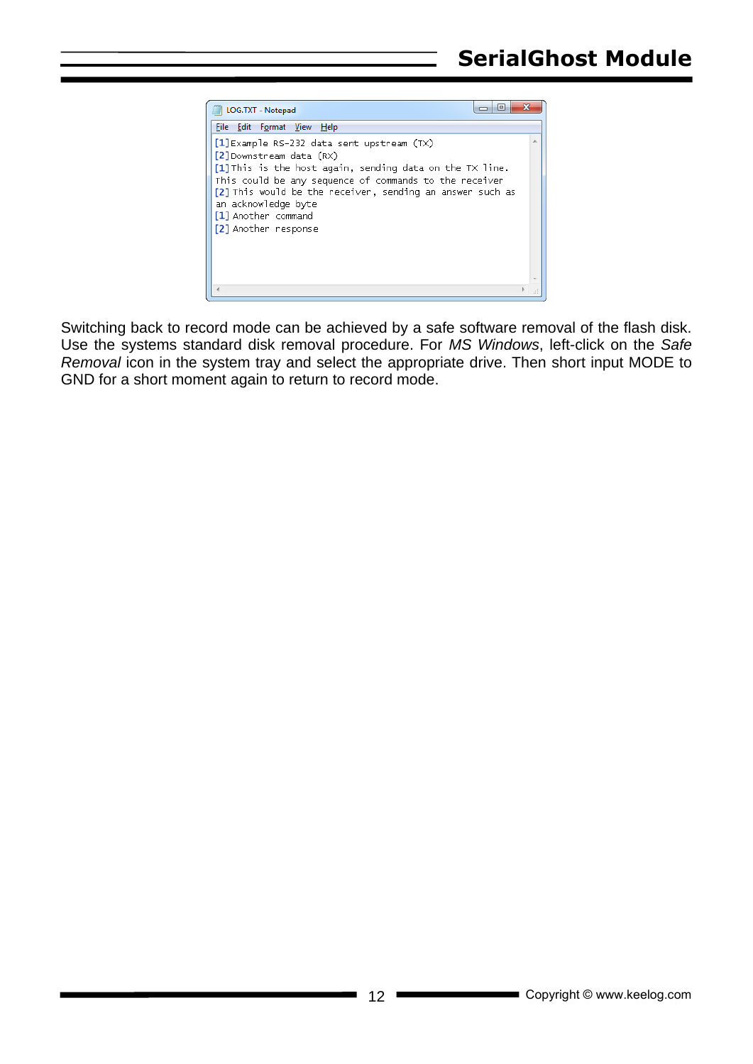```
[1]Example RS-232 data sent upstream (TX)
[2]Downstream data (RX)
[1]This is the host again, sending data on the TX line.
This could be any sequence of commands to the receiver
[2] This would be the receiver, sending an answer such as
an acknowledge byte
[1] Another command
[2] Another response
```

Switching back to record mode can be achieved by a safe software removal of the flash disk. Use the systems standard disk removal procedure. For *MS Windows*, left-click on the *Safe Removal* icon in the system tray and select the appropriate drive. Then short input MODE to GND for a short moment again to return to record mode.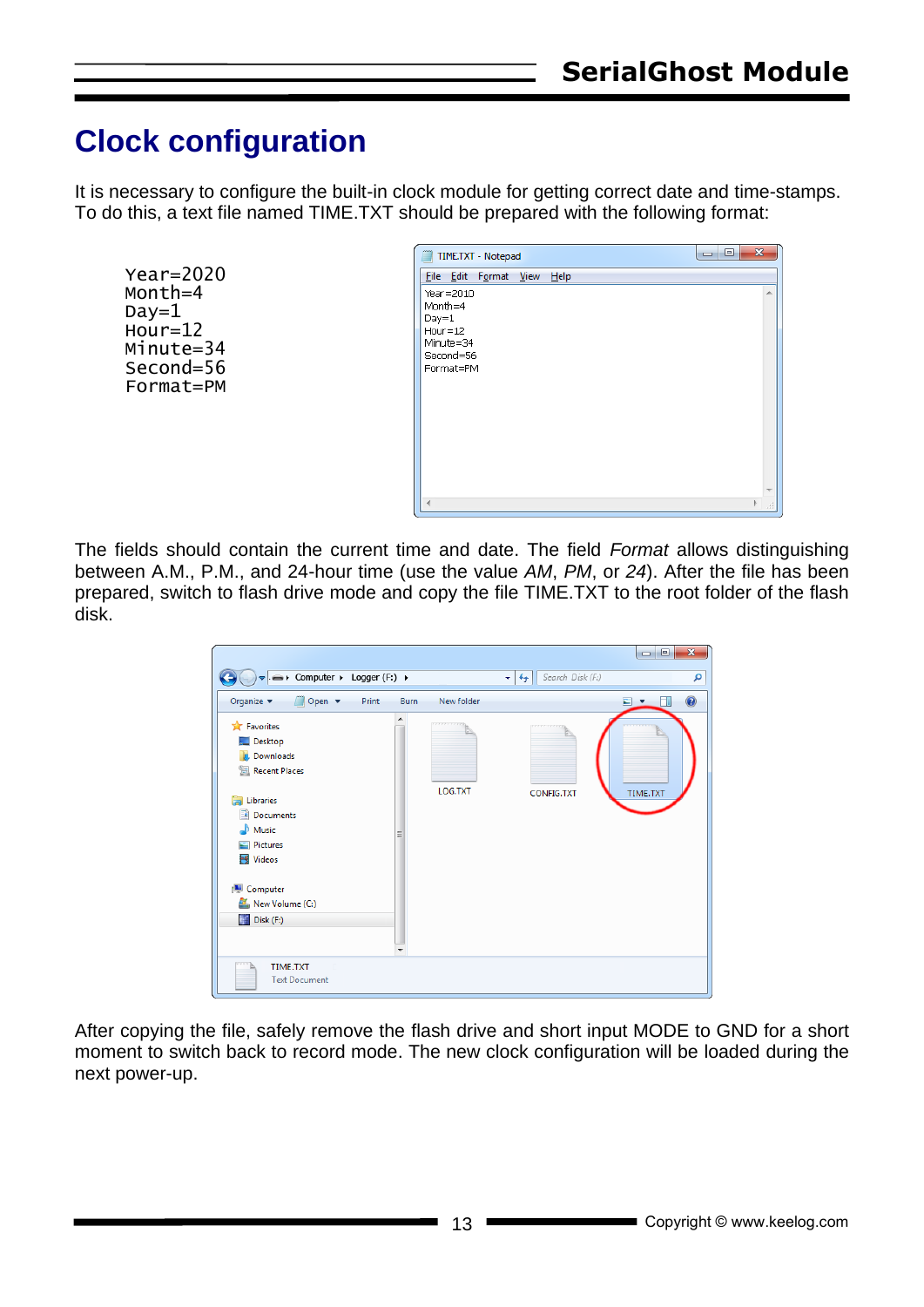# Clock configuration

It is necessary to configure the built-in clock module for getting correct date and time-stamps. To do this, a text file named TIME.TXT should be prepared with the following format:

```
Year=2020
Month=4
Day=1
Hour=12
Minute=34
Second=56
Format=PM
```

The fields should contain the current time and date. The field *Format* allows distinguishing between A.M., P.M., and 24-hour time (use the value *AM*, *PM*, or *24*). After the file has been prepared, switch to flash drive mode and copy the file TIME.TXT to the root folder of the flash disk.

After copying the file, safely remove the flash drive and short input MODE to GND for a short moment to switch back to record mode. The new clock configuration will be loaded during the next power-up.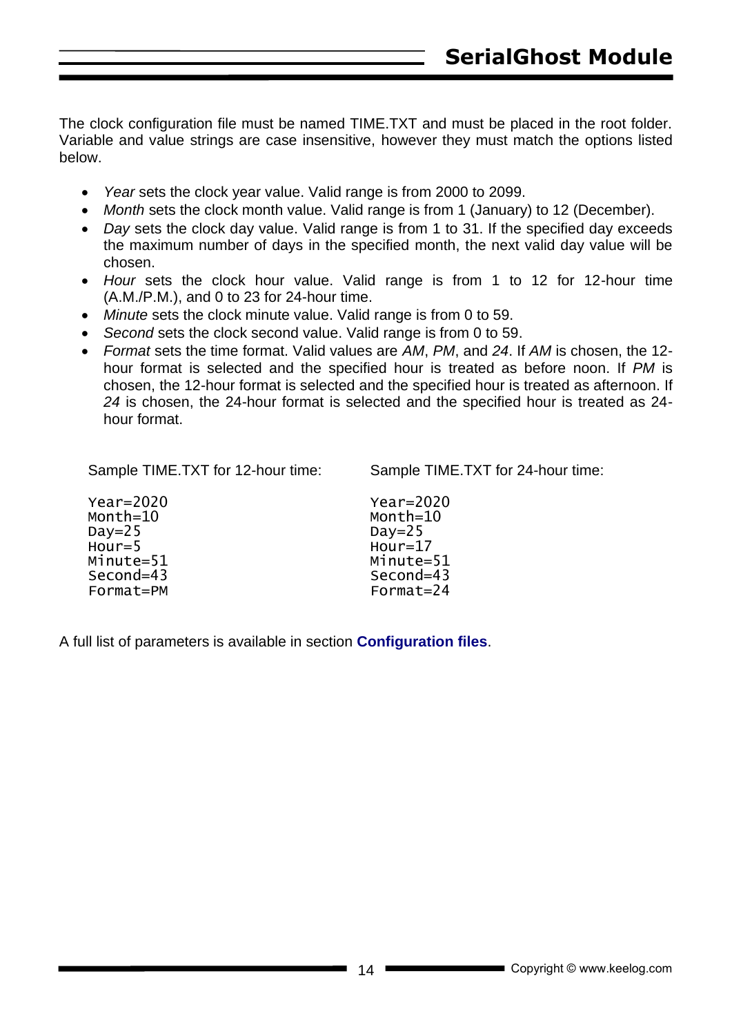The clock configuration file must be named TIME.TXT and must be placed in the root folder. Variable and value strings are case insensitive, however they must match the options listed below.

- *Year* sets the clock year value. Valid range is from 2000 to 2099.
- *Month* sets the clock month value. Valid range is from 1 (January) to 12 (December).
- *Day* sets the clock day value. Valid range is from 1 to 31. If the specified day exceeds the maximum number of days in the specified month, the next valid day value will be chosen.
- *Hour* sets the clock hour value. Valid range is from 1 to 12 for 12-hour time (A.M./P.M.), and 0 to 23 for 24-hour time.
- *Minute* sets the clock minute value. Valid range is from 0 to 59.
- *Second* sets the clock second value. Valid range is from 0 to 59.
- *Format* sets the time format. Valid values are *AM*, *PM*, and *24*. If *AM* is chosen, the 12-hour format is selected and the specified hour is treated as before noon. If *PM* is chosen, the 12-hour format is selected and the specified hour is treated as afternoon. If *24* is chosen, the 24-hour format is selected and the specified hour is treated as 24-hour format.

Sample TIME.TXT for 12-hour time:

```
Year=2020
Month=10
Day=25
Hour=5
Minute=51
Second=43
Format=PM
```

Sample TIME.TXT for 24-hour time:

```
Year=2020
Month=10
Day=25
Hour=17
Minute=51
Second=43
Format=24
```

A full list of parameters is available in section **Configuration files**.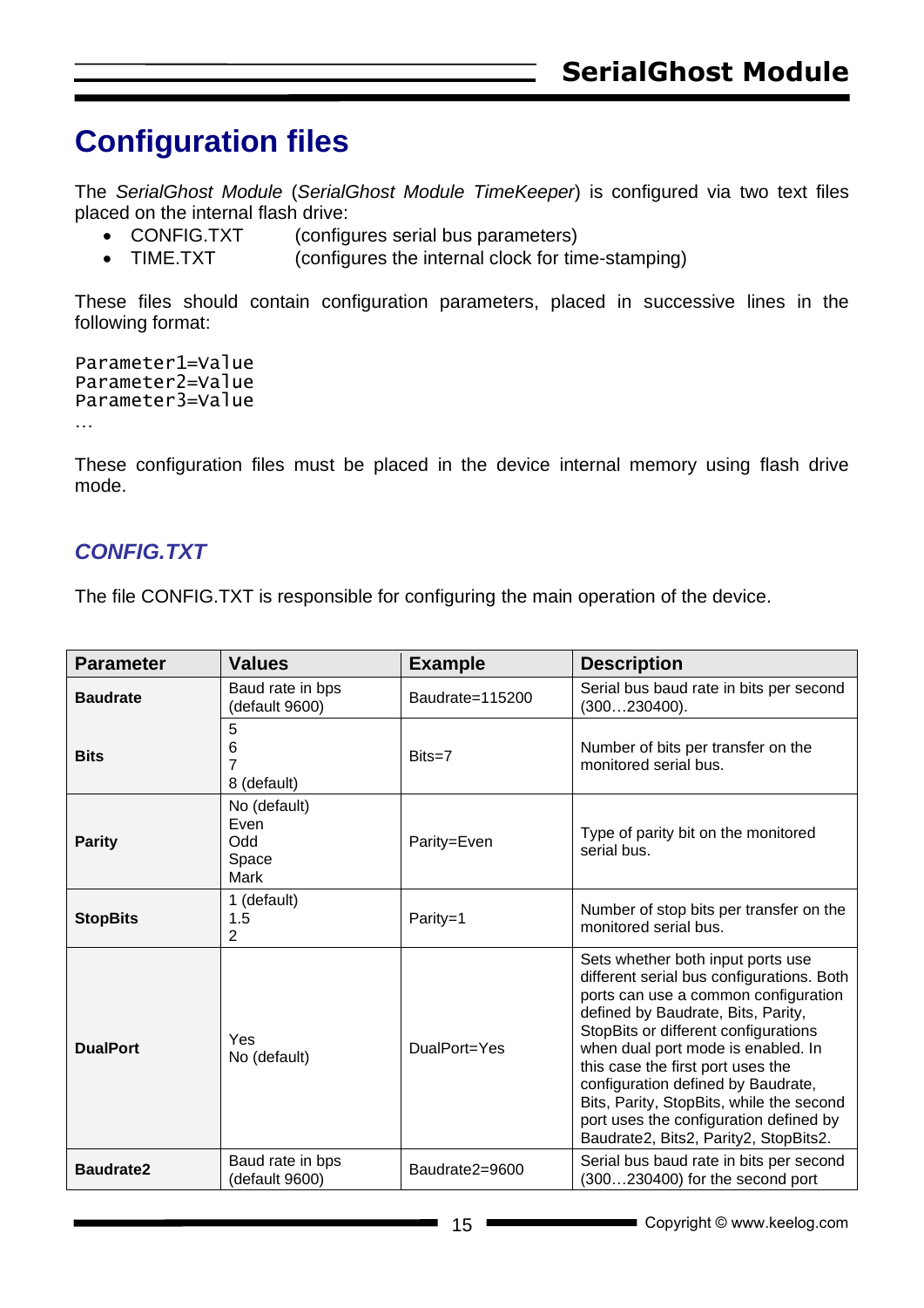# Configuration files

The *SerialGhost Module* (*SerialGhost Module TimeKeeper*) is configured via two text files placed on the internal flash drive:

- CONFIG.TXT (configures serial bus parameters)
- TIME.TXT (configures the internal clock for time-stamping)

These files should contain configuration parameters, placed in successive lines in the following format:

```
Parameter1=Value
Parameter2=Value
Parameter3=Value
…
```

These configuration files must be placed in the device internal memory using flash drive mode.

## *CONFIG.TXT*

The file CONFIG.TXT is responsible for configuring the main operation of the device.

| Parameter | Values | Example | Description |
|---|---|---|---|
| **Baudrate** | Baud rate in bps (default 9600) | Baudrate=115200 | Serial bus baud rate in bits per second (300…230400). |
| **Bits** | 5<br>6<br>7<br>8 (default) | Bits=7 | Number of bits per transfer on the monitored serial bus. |
| **Parity** | No (default)<br>Even<br>Odd<br>Space<br>Mark | Parity=Even | Type of parity bit on the monitored serial bus. |
| **StopBits** | 1 (default)<br>1.5<br>2 | Parity=1 | Number of stop bits per transfer on the monitored serial bus. |
| **DualPort** | Yes<br>No (default) | DualPort=Yes | Sets whether both input ports use different serial bus configurations. Both ports can use a common configuration defined by Baudrate, Bits, Parity, StopBits or different configurations when dual port mode is enabled. In this case the first port uses the configuration defined by Baudrate, Bits, Parity, StopBits, while the second port uses the configuration defined by Baudrate2, Bits2, Parity2, StopBits2. |
| **Baudrate2** | Baud rate in bps (default 9600) | Baudrate2=9600 | Serial bus baud rate in bits per second (300…230400) for the second port |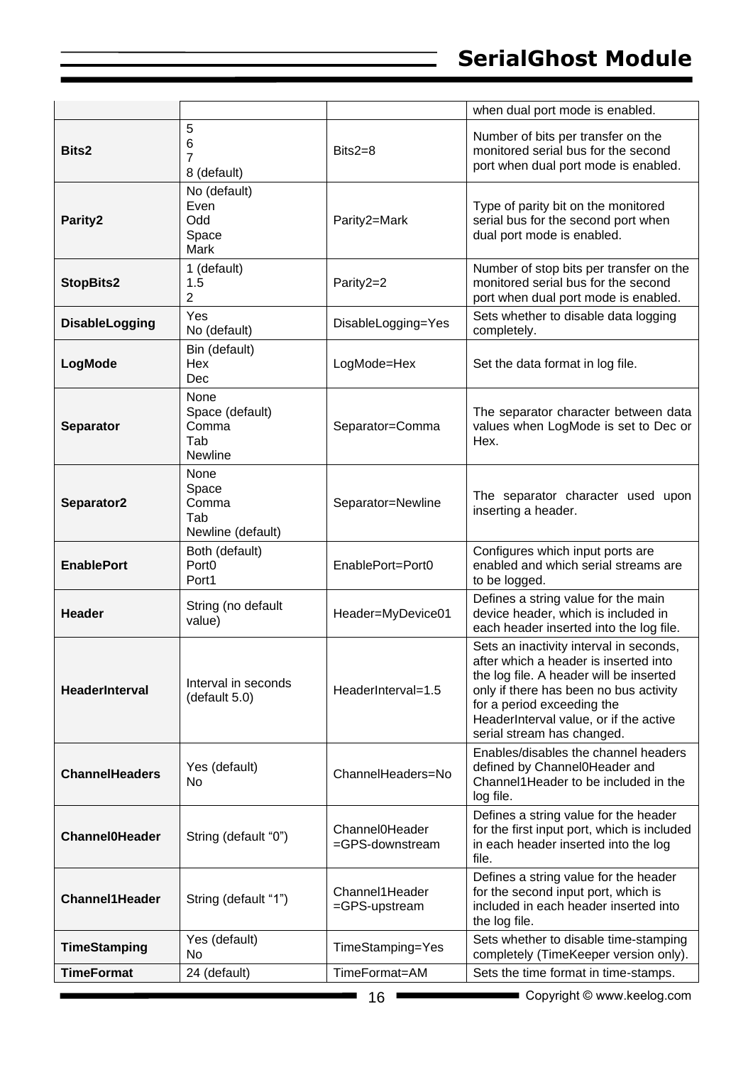| | | | |
|---|---|---|---|
| | | | when dual port mode is enabled. |
| **Bits2** | 5<br>6<br>7<br>8 (default) | Bits2=8 | Number of bits per transfer on the monitored serial bus for the second port when dual port mode is enabled. |
| **Parity2** | No (default)<br>Even<br>Odd<br>Space<br>Mark | Parity2=Mark | Type of parity bit on the monitored serial bus for the second port when dual port mode is enabled. |
| **StopBits2** | 1 (default)<br>1.5<br>2 | Parity2=2 | Number of stop bits per transfer on the monitored serial bus for the second port when dual port mode is enabled. |
| **DisableLogging** | Yes<br>No (default) | DisableLogging=Yes | Sets whether to disable data logging completely. |
| **LogMode** | Bin (default)<br>Hex<br>Dec | LogMode=Hex | Set the data format in log file. |
| **Separator** | None<br>Space (default)<br>Comma<br>Tab<br>Newline | Separator=Comma | The separator character between data values when LogMode is set to Dec or Hex. |
| **Separator2** | None<br>Space<br>Comma<br>Tab<br>Newline (default) | Separator=Newline | The separator character used upon inserting a header. |
| **EnablePort** | Both (default)<br>Port0<br>Port1 | EnablePort=Port0 | Configures which input ports are enabled and which serial streams are to be logged. |
| **Header** | String (no default value) | Header=MyDevice01 | Defines a string value for the main device header, which is included in each header inserted into the log file. |
| **HeaderInterval** | Interval in seconds (default 5.0) | HeaderInterval=1.5 | Sets an inactivity interval in seconds, after which a header is inserted into the log file. A header will be inserted only if there has been no bus activity for a period exceeding the HeaderInterval value, or if the active serial stream has changed. |
| **ChannelHeaders** | Yes (default)<br>No | ChannelHeaders=No | Enables/disables the channel headers defined by Channel0Header and Channel1Header to be included in the log file. |
| **Channel0Header** | String (default "0") | Channel0Header =GPS-downstream | Defines a string value for the header for the first input port, which is included in each header inserted into the log file. |
| **Channel1Header** | String (default "1") | Channel1Header =GPS-upstream | Defines a string value for the header for the second input port, which is included in each header inserted into the log file. |
| **TimeStamping** | Yes (default)<br>No | TimeStamping=Yes | Sets whether to disable time-stamping completely (TimeKeeper version only). |
| **TimeFormat** | 24 (default) | TimeFormat=AM | Sets the time format in time-stamps. |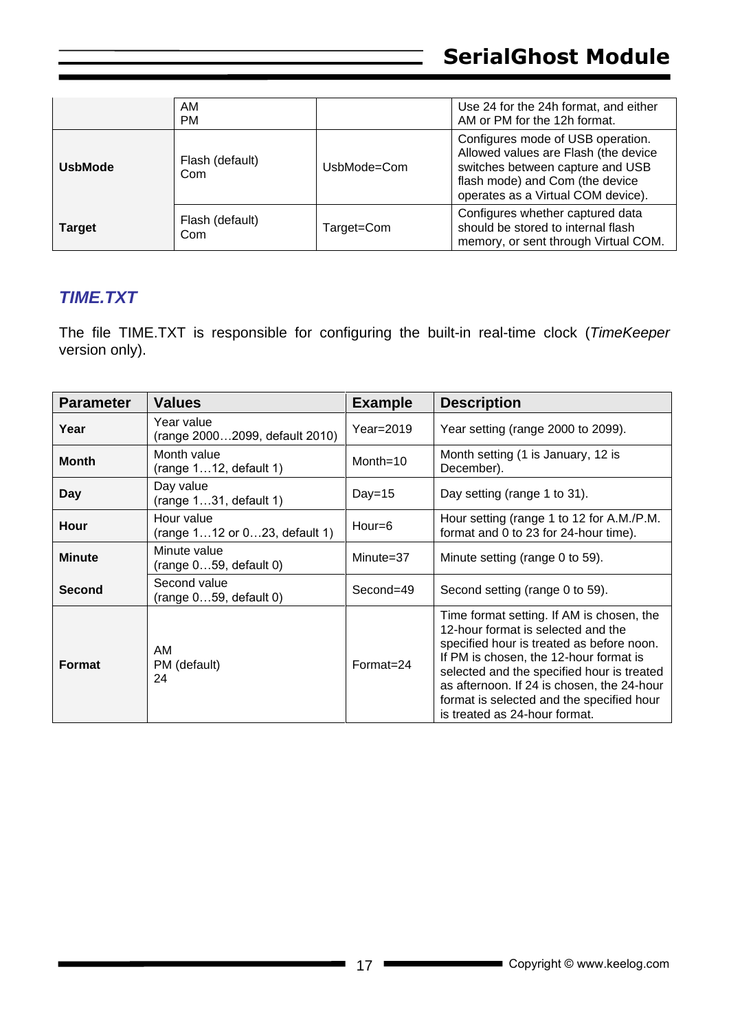| | | | |
|---|---|---|---|
| | AM<br>PM | | Use 24 for the 24h format, and either AM or PM for the 12h format. |
| **UsbMode** | Flash (default)<br>Com | UsbMode=Com | Configures mode of USB operation. Allowed values are Flash (the device switches between capture and USB flash mode) and Com (the device operates as a Virtual COM device). |
| **Target** | Flash (default)<br>Com | Target=Com | Configures whether captured data should be stored to internal flash memory, or sent through Virtual COM. |

## *TIME.TXT*

The file TIME.TXT is responsible for configuring the built-in real-time clock (*TimeKeeper* version only).

| Parameter | Values | Example | Description |
|---|---|---|---|
| **Year** | Year value<br>(range 2000…2099, default 2010) | Year=2019 | Year setting (range 2000 to 2099). |
| **Month** | Month value<br>(range 1…12, default 1) | Month=10 | Month setting (1 is January, 12 is December). |
| **Day** | Day value<br>(range 1…31, default 1) | Day=15 | Day setting (range 1 to 31). |
| **Hour** | Hour value<br>(range 1…12 or 0…23, default 1) | Hour=6 | Hour setting (range 1 to 12 for A.M./P.M. format and 0 to 23 for 24-hour time). |
| **Minute** | Minute value<br>(range 0…59, default 0) | Minute=37 | Minute setting (range 0 to 59). |
| **Second** | Second value<br>(range 0…59, default 0) | Second=49 | Second setting (range 0 to 59). |
| **Format** | AM<br>PM (default)<br>24 | Format=24 | Time format setting. If AM is chosen, the 12-hour format is selected and the specified hour is treated as before noon. If PM is chosen, the 12-hour format is selected and the specified hour is treated as afternoon. If 24 is chosen, the 24-hour format is selected and the specified hour is treated as 24-hour format. |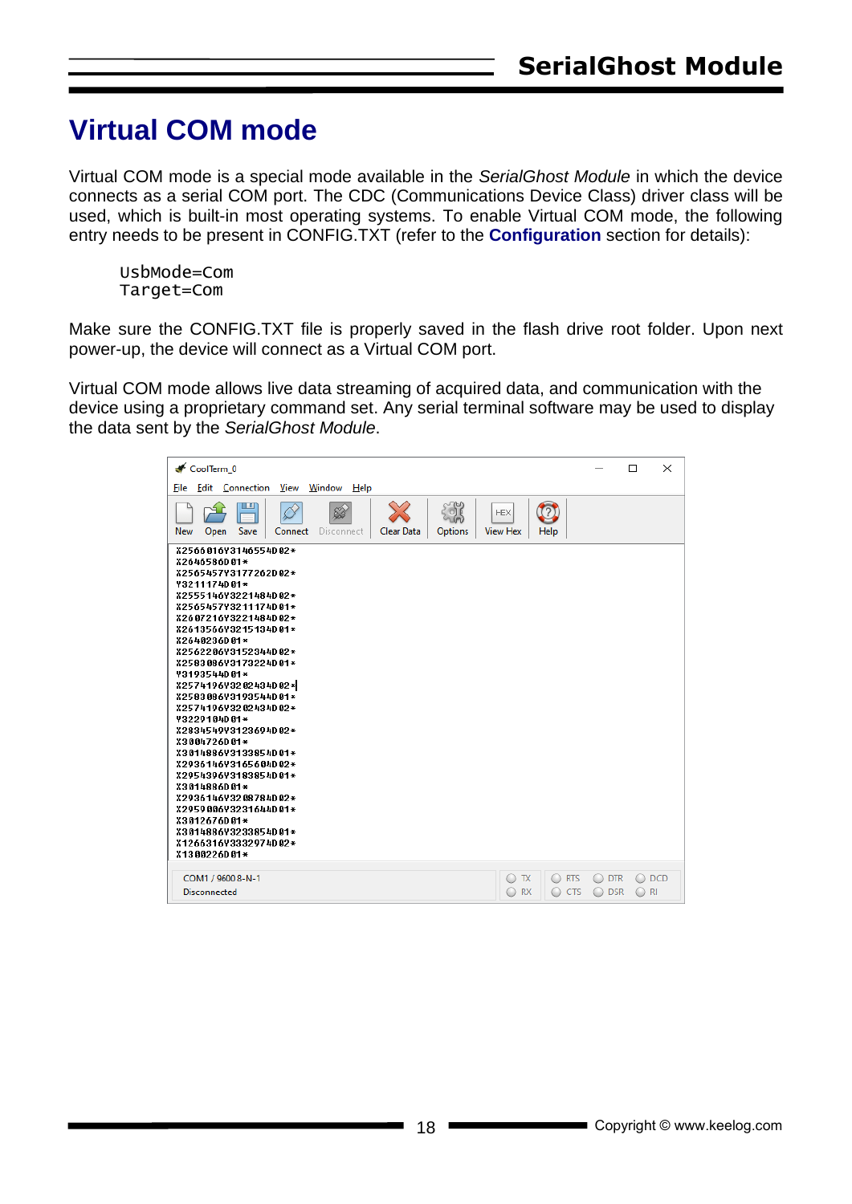# Virtual COM mode

Virtual COM mode is a special mode available in the *SerialGhost Module* in which the device connects as a serial COM port. The CDC (Communications Device Class) driver class will be used, which is built-in most operating systems. To enable Virtual COM mode, the following entry needs to be present in CONFIG.TXT (refer to the **Configuration** section for details):

```
UsbMode=Com
Target=Com
```

Make sure the CONFIG.TXT file is properly saved in the flash drive root folder. Upon next power-up, the device will connect as a Virtual COM port.

Virtual COM mode allows live data streaming of acquired data, and communication with the device using a proprietary command set. Any serial terminal software may be used to display the data sent by the *SerialGhost Module*.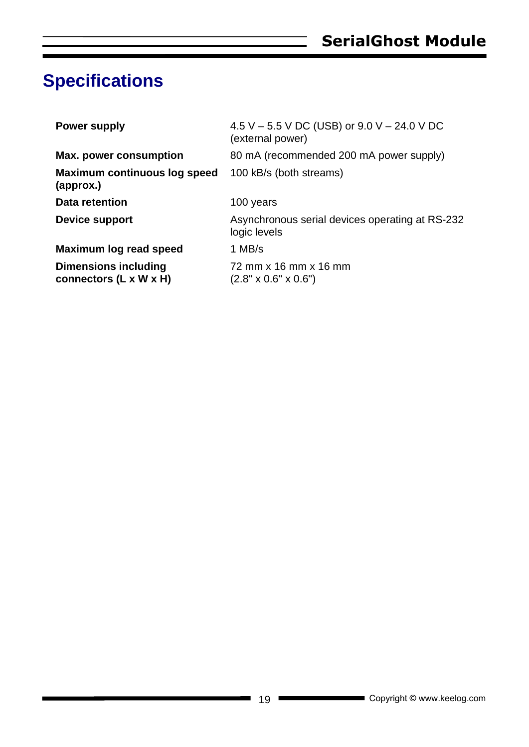# Specifications

| | |
|---|---|
| **Power supply** | 4.5 V – 5.5 V DC (USB) or 9.0 V – 24.0 V DC (external power) |
| **Max. power consumption** | 80 mA (recommended 200 mA power supply) |
| **Maximum continuous log speed (approx.)** | 100 kB/s (both streams) |
| **Data retention** | 100 years |
| **Device support** | Asynchronous serial devices operating at RS-232 logic levels |
| **Maximum log read speed** | 1 MB/s |
| **Dimensions including connectors (L x W x H)** | 72 mm x 16 mm x 16 mm (2.8" x 0.6" x 0.6") |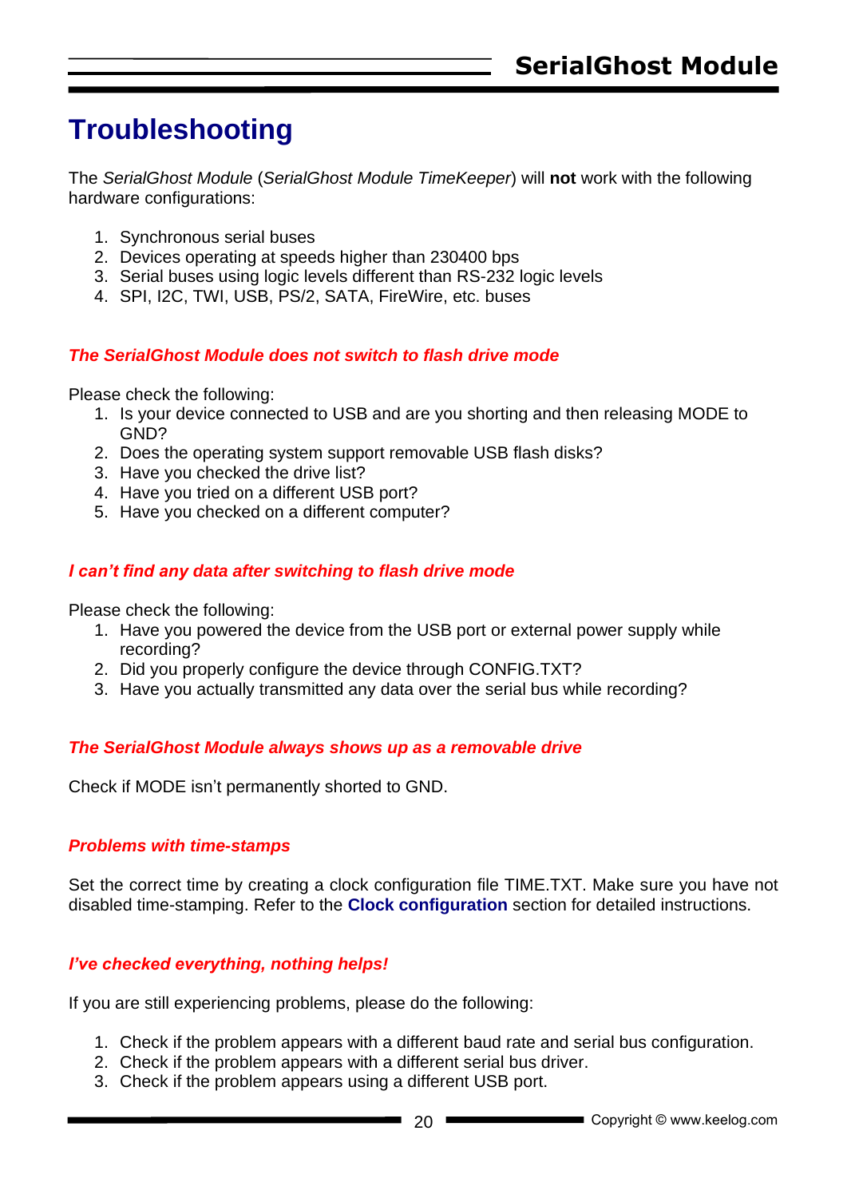# Troubleshooting

The *SerialGhost Module* (*SerialGhost Module TimeKeeper*) will **not** work with the following hardware configurations:

1. Synchronous serial buses
2. Devices operating at speeds higher than 230400 bps
3. Serial buses using logic levels different than RS-232 logic levels
4. SPI, I2C, TWI, USB, PS/2, SATA, FireWire, etc. buses

### *The SerialGhost Module does not switch to flash drive mode*

Please check the following:

1. Is your device connected to USB and are you shorting and then releasing MODE to GND?
2. Does the operating system support removable USB flash disks?
3. Have you checked the drive list?
4. Have you tried on a different USB port?
5. Have you checked on a different computer?

### *I can't find any data after switching to flash drive mode*

Please check the following:

1. Have you powered the device from the USB port or external power supply while recording?
2. Did you properly configure the device through CONFIG.TXT?
3. Have you actually transmitted any data over the serial bus while recording?

### *The SerialGhost Module always shows up as a removable drive*

Check if MODE isn't permanently shorted to GND.

### *Problems with time-stamps*

Set the correct time by creating a clock configuration file TIME.TXT. Make sure you have not disabled time-stamping. Refer to the **Clock configuration** section for detailed instructions.

### *I've checked everything, nothing helps!*

If you are still experiencing problems, please do the following:

1. Check if the problem appears with a different baud rate and serial bus configuration.
2. Check if the problem appears with a different serial bus driver.
3. Check if the problem appears using a different USB port.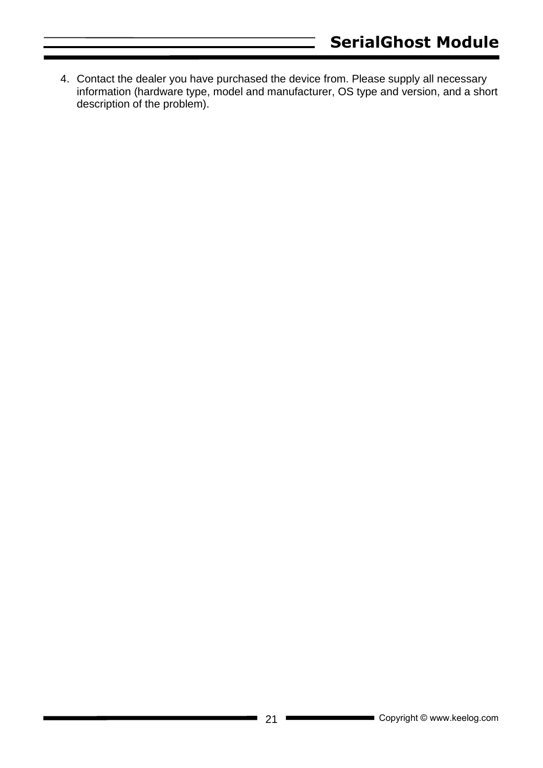4. Contact the dealer you have purchased the device from. Please supply all necessary information (hardware type, model and manufacturer, OS type and version, and a short description of the problem).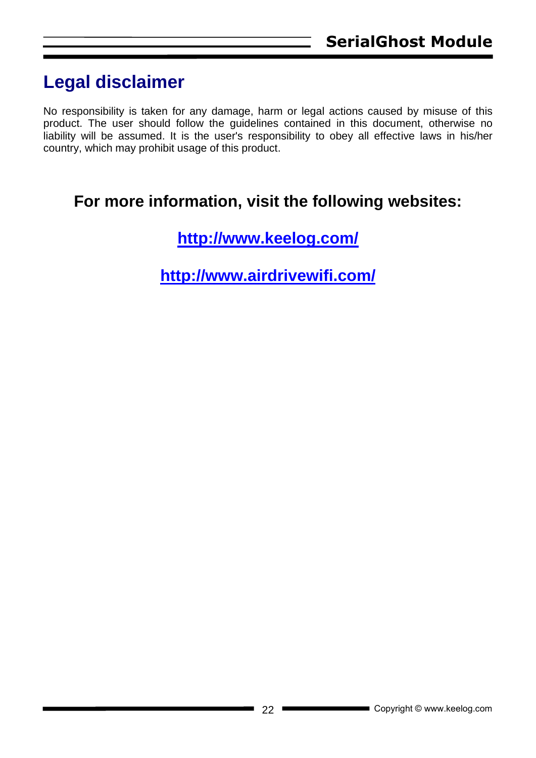# Legal disclaimer

No responsibility is taken for any damage, harm or legal actions caused by misuse of this product. The user should follow the guidelines contained in this document, otherwise no liability will be assumed. It is the user's responsibility to obey all effective laws in his/her country, which may prohibit usage of this product.

## For more information, visit the following websites:

**http://www.keelog.com/**

**http://www.airdrivewifi.com/**